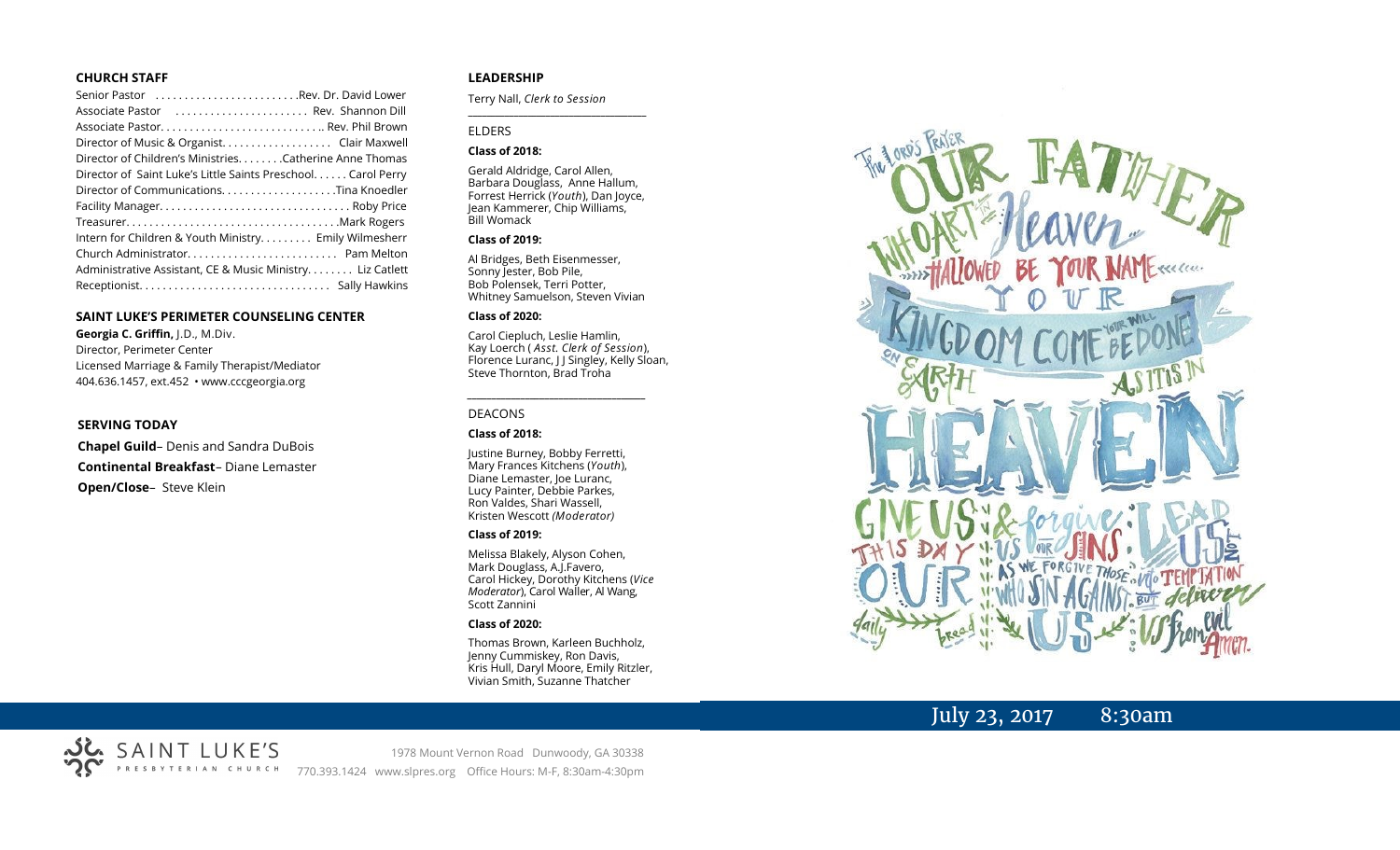## CHURCH STAFF

Senior Pastor . . . . . . . . . . . . . . . . . . . . . . . .Rev. Dr. David Lower
Associate Pastor . . . . . . . . . . . . . . . . . . . . . . Rev. Shannon Dill
Associate Pastor. . . . . . . . . . . . . . . . . . . . . . . . . . .. Rev. Phil Brown
Director of Music & Organist. . . . . . . . . . . . . . . . . . Clair Maxwell
Director of Children's Ministries. . . . . . . .Catherine Anne Thomas
Director of Saint Luke's Little Saints Preschool. . . . . . Carol Perry
Director of Communications. . . . . . . . . . . . . . . . . . . .Tina Knoedler
Facility Manager. . . . . . . . . . . . . . . . . . . . . . . . . . . . . . . . Roby Price
Treasurer. . . . . . . . . . . . . . . . . . . . . . . . . . . . . . . . . . . .Mark Rogers
Intern for Children & Youth Ministry. . . . . . . . . Emily Wilmesherr
Church Administrator. . . . . . . . . . . . . . . . . . . . . . . . . Pam Melton
Administrative Assistant, CE & Music Ministry. . . . . . . . Liz Catlett
Receptionist. . . . . . . . . . . . . . . . . . . . . . . . . . . . . . . . Sally Hawkins

## SAINT LUKE'S PERIMETER COUNSELING CENTER

**Georgia C. Griffin,** J.D., M.Div.
Director, Perimeter Center
Licensed Marriage & Family Therapist/Mediator
404.636.1457, ext.452 • www.cccgeorgia.org

## SERVING TODAY

**Chapel Guild**– Denis and Sandra DuBois
**Continental Breakfast**– Diane Lemaster
**Open/Close**– Steve Klein

## LEADERSHIP

Terry Nall, *Clerk to Session*

### ELDERS

**Class of 2018:**

Gerald Aldridge, Carol Allen, Barbara Douglass, Anne Hallum, Forrest Herrick (*Youth*), Dan Joyce, Jean Kammerer, Chip Williams, Bill Womack

**Class of 2019:**

Al Bridges, Beth Eisenmesser, Sonny Jester, Bob Pile, Bob Polensek, Terri Potter, Whitney Samuelson, Steven Vivian

**Class of 2020:**

Carol Ciepluch, Leslie Hamlin, Kay Loerch ( *Asst. Clerk of Session*), Florence Luranc, J J Singley, Kelly Sloan, Steve Thornton, Brad Troha

### DEACONS

**Class of 2018:**

Justine Burney, Bobby Ferretti, Mary Frances Kitchens (*Youth*), Diane Lemaster, Joe Luranc, Lucy Painter, Debbie Parkes, Ron Valdes, Shari Wassell, Kristen Wescott *(Moderator)*

**Class of 2019:**

Melissa Blakely, Alyson Cohen, Mark Douglass, A.J.Favero, Carol Hickey, Dorothy Kitchens (*Vice Moderator*), Carol Waller, Al Wang, Scott Zannini

**Class of 2020:**

Thomas Brown, Karleen Buchholz, Jenny Cummiskey, Ron Davis, Kris Hull, Daryl Moore, Emily Ritzler, Vivian Smith, Suzanne Thatcher

The Lord's Prayer: Our Father who art in Heaven, hallowed be your name. Your kingdom come, your will be done on earth as it is in heaven. Give us this day our daily bread & forgive us our sins as we forgive those who sin against us. Lead us not into temptation but deliver us from evil. Amen.

July 23, 2017 8:30am

SAINT LUKE'S PRESBYTERIAN CHURCH

1978 Mount Vernon Road Dunwoody, GA 30338
770.393.1424 www.slpres.org Office Hours: M-F, 8:30am-4:30pm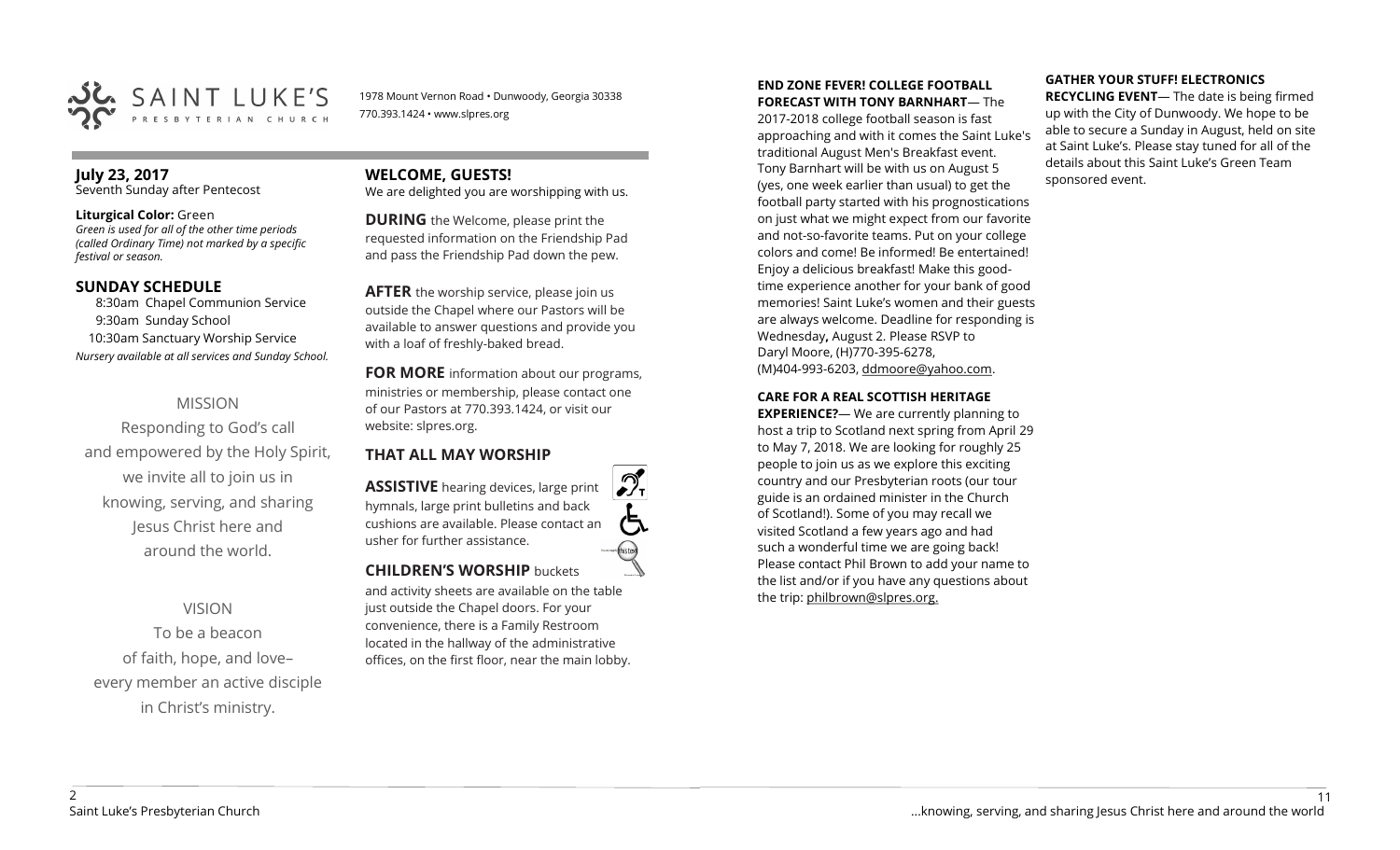SAINT LUKE'S PRESBYTERIAN CHURCH

1978 Mount Vernon Road • Dunwoody, Georgia 30338
770.393.1424 • www.slpres.org

**July 23, 2017**
Seventh Sunday after Pentecost

**Liturgical Color:** Green
*Green is used for all of the other time periods (called Ordinary Time) not marked by a specific festival or season.*

## SUNDAY SCHEDULE

8:30am Chapel Communion Service
9:30am Sunday School
10:30am Sanctuary Worship Service
*Nursery available at all services and Sunday School.*

MISSION

Responding to God's call and empowered by the Holy Spirit, we invite all to join us in knowing, serving, and sharing Jesus Christ here and around the world.

VISION

To be a beacon of faith, hope, and love– every member an active disciple in Christ's ministry.

## WELCOME, GUESTS!

We are delighted you are worshipping with us.

**DURING** the Welcome, please print the requested information on the Friendship Pad and pass the Friendship Pad down the pew.

**AFTER** the worship service, please join us outside the Chapel where our Pastors will be available to answer questions and provide you with a loaf of freshly-baked bread.

**FOR MORE** information about our programs, ministries or membership, please contact one of our Pastors at 770.393.1424, or visit our website: slpres.org.

## THAT ALL MAY WORSHIP

**ASSISTIVE** hearing devices, large print hymnals, large print bulletins and back cushions are available. Please contact an usher for further assistance.

**CHILDREN'S WORSHIP** buckets and activity sheets are available on the table just outside the Chapel doors. For your convenience, there is a Family Restroom located in the hallway of the administrative offices, on the first floor, near the main lobby.

**END ZONE FEVER! COLLEGE FOOTBALL FORECAST WITH TONY BARNHART**— The 2017-2018 college football season is fast approaching and with it comes the Saint Luke's traditional August Men's Breakfast event. Tony Barnhart will be with us on August 5 (yes, one week earlier than usual) to get the football party started with his prognostications on just what we might expect from our favorite and not-so-favorite teams. Put on your college colors and come! Be informed! Be entertained! Enjoy a delicious breakfast! Make this good-time experience another for your bank of good memories! Saint Luke's women and their guests are always welcome. Deadline for responding is Wednesday**,** August 2. Please RSVP to Daryl Moore, (H)770-395-6278, (M)404-993-6203, ddmoore@yahoo.com.

**CARE FOR A REAL SCOTTISH HERITAGE EXPERIENCE?**— We are currently planning to host a trip to Scotland next spring from April 29 to May 7, 2018. We are looking for roughly 25 people to join us as we explore this exciting country and our Presbyterian roots (our tour guide is an ordained minister in the Church of Scotland!). Some of you may recall we visited Scotland a few years ago and had such a wonderful time we are going back! Please contact Phil Brown to add your name to the list and/or if you have any questions about the trip: philbrown@slpres.org.

**GATHER YOUR STUFF! ELECTRONICS RECYCLING EVENT**— The date is being firmed up with the City of Dunwoody. We hope to be able to secure a Sunday in August, held on site at Saint Luke's. Please stay tuned for all of the details about this Saint Luke's Green Team sponsored event.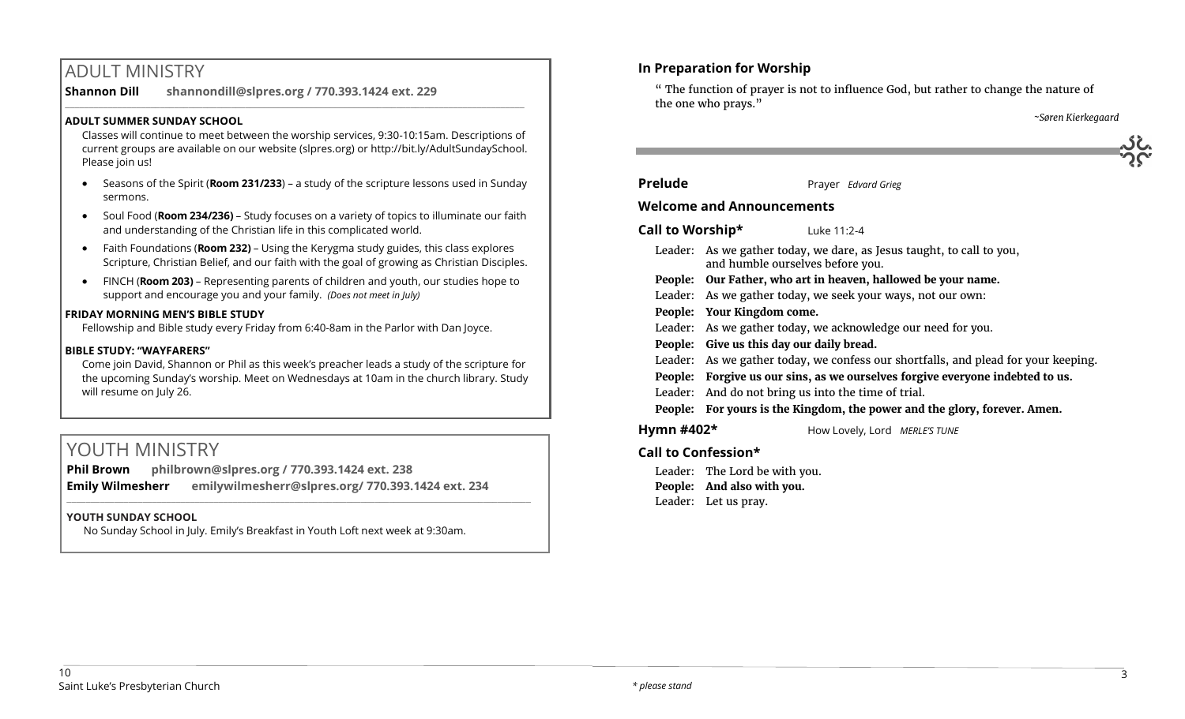## ADULT MINISTRY

**Shannon Dill** **shannondill@slpres.org / 770.393.1424 ext. 229**

**ADULT SUMMER SUNDAY SCHOOL**

Classes will continue to meet between the worship services, 9:30-10:15am. Descriptions of current groups are available on our website (slpres.org) or http://bit.ly/AdultSundaySchool. Please join us!

- Seasons of the Spirit (**Room 231/233**) – a study of the scripture lessons used in Sunday sermons.
- Soul Food (**Room 234/236)** – Study focuses on a variety of topics to illuminate our faith and understanding of the Christian life in this complicated world.
- Faith Foundations (**Room 232)** – Using the Kerygma study guides, this class explores Scripture, Christian Belief, and our faith with the goal of growing as Christian Disciples.
- FINCH (**Room 203)** – Representing parents of children and youth, our studies hope to support and encourage you and your family. *(Does not meet in July)*

**FRIDAY MORNING MEN'S BIBLE STUDY**

Fellowship and Bible study every Friday from 6:40-8am in the Parlor with Dan Joyce.

**BIBLE STUDY: "WAYFARERS"**

Come join David, Shannon or Phil as this week's preacher leads a study of the scripture for the upcoming Sunday's worship. Meet on Wednesdays at 10am in the church library. Study will resume on July 26.

## YOUTH MINISTRY

**Phil Brown** **philbrown@slpres.org / 770.393.1424 ext. 238**
**Emily Wilmesherr** **emilywilmesherr@slpres.org/ 770.393.1424 ext. 234**

**YOUTH SUNDAY SCHOOL**

No Sunday School in July. Emily's Breakfast in Youth Loft next week at 9:30am.

### In Preparation for Worship

" The function of prayer is not to influence God, but rather to change the nature of the one who prays."

*~Søren Kierkegaard*

**Prelude** Prayer *Edvard Grieg*

**Welcome and Announcements**

**Call to Worship*** Luke 11:2-4

Leader: As we gather today, we dare, as Jesus taught, to call to you, and humble ourselves before you.
**People: Our Father, who art in heaven, hallowed be your name.**
Leader: As we gather today, we seek your ways, not our own:
**People: Your Kingdom come.**
Leader: As we gather today, we acknowledge our need for you.
**People: Give us this day our daily bread.**
Leader: As we gather today, we confess our shortfalls, and plead for your keeping.
**People: Forgive us our sins, as we ourselves forgive everyone indebted to us.**
Leader: And do not bring us into the time of trial.
**People: For yours is the Kingdom, the power and the glory, forever. Amen.**

**Hymn #402*** How Lovely, Lord *MERLE'S TUNE*

**Call to Confession***

Leader: The Lord be with you.
**People: And also with you.**
Leader: Let us pray.

*\* please stand*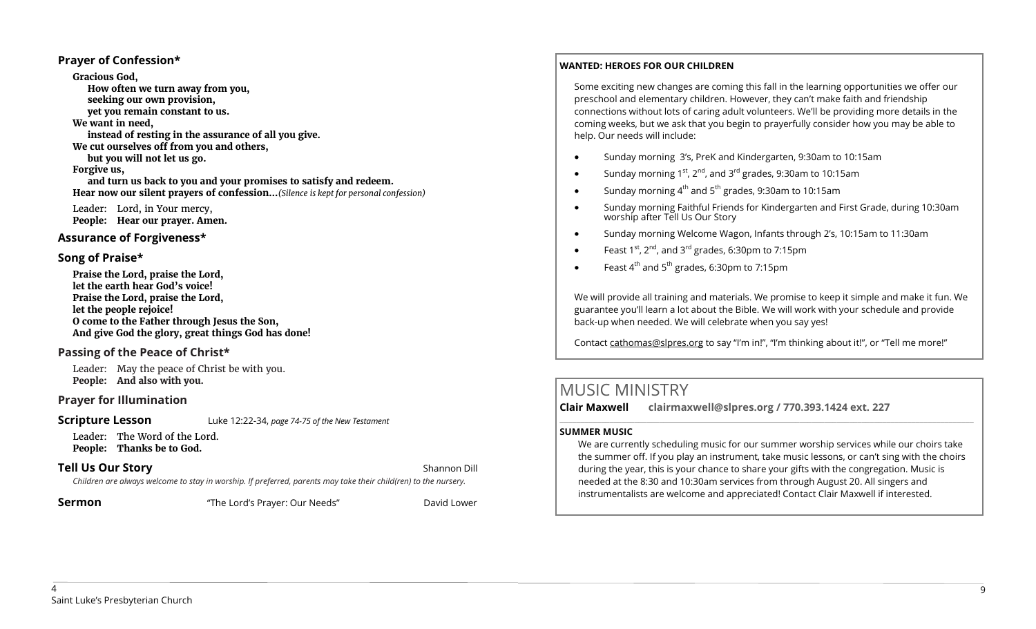## Prayer of Confession*

**Gracious God,**
**How often we turn away from you,**
**seeking our own provision,**
**yet you remain constant to us.**
**We want in need,**
**instead of resting in the assurance of all you give.**
**We cut ourselves off from you and others,**
**but you will not let us go.**
**Forgive us,**
**and turn us back to you and your promises to satisfy and redeem.**
**Hear now our silent prayers of confession…***(Silence is kept for personal confession)*

Leader: Lord, in Your mercy,
**People: Hear our prayer. Amen.**

## Assurance of Forgiveness*

## Song of Praise*

**Praise the Lord, praise the Lord,**
**let the earth hear God's voice!**
**Praise the Lord, praise the Lord,**
**let the people rejoice!**
**O come to the Father through Jesus the Son,**
**And give God the glory, great things God has done!**

## Passing of the Peace of Christ*

Leader: May the peace of Christ be with you.
**People: And also with you.**

## Prayer for Illumination

**Scripture Lesson** Luke 12:22-34, *page 74-75 of the New Testament*

Leader: The Word of the Lord.
**People: Thanks be to God.**

**Tell Us Our Story** Shannon Dill

*Children are always welcome to stay in worship. If preferred, parents may take their child(ren) to the nursery.*

**Sermon** "The Lord's Prayer: Our Needs" David Lower

**WANTED: HEROES FOR OUR CHILDREN**

Some exciting new changes are coming this fall in the learning opportunities we offer our preschool and elementary children. However, they can't make faith and friendship connections without lots of caring adult volunteers. We'll be providing more details in the coming weeks, but we ask that you begin to prayerfully consider how you may be able to help. Our needs will include:

- Sunday morning 3's, PreK and Kindergarten, 9:30am to 10:15am
- Sunday morning 1st, 2nd, and 3rd grades, 9:30am to 10:15am
- Sunday morning 4th and 5th grades, 9:30am to 10:15am
- Sunday morning Faithful Friends for Kindergarten and First Grade, during 10:30am worship after Tell Us Our Story
- Sunday morning Welcome Wagon, Infants through 2's, 10:15am to 11:30am
- Feast 1st, 2nd, and 3rd grades, 6:30pm to 7:15pm
- Feast 4th and 5th grades, 6:30pm to 7:15pm

We will provide all training and materials. We promise to keep it simple and make it fun. We guarantee you'll learn a lot about the Bible. We will work with your schedule and provide back-up when needed. We will celebrate when you say yes!

Contact cathomas@slpres.org to say "I'm in!", "I'm thinking about it!", or "Tell me more!"

# MUSIC MINISTRY

**Clair Maxwell clairmaxwell@slpres.org / 770.393.1424 ext. 227**

**SUMMER MUSIC**

We are currently scheduling music for our summer worship services while our choirs take the summer off. If you play an instrument, take music lessons, or can't sing with the choirs during the year, this is your chance to share your gifts with the congregation. Music is needed at the 8:30 and 10:30am services from through August 20. All singers and instrumentalists are welcome and appreciated! Contact Clair Maxwell if interested.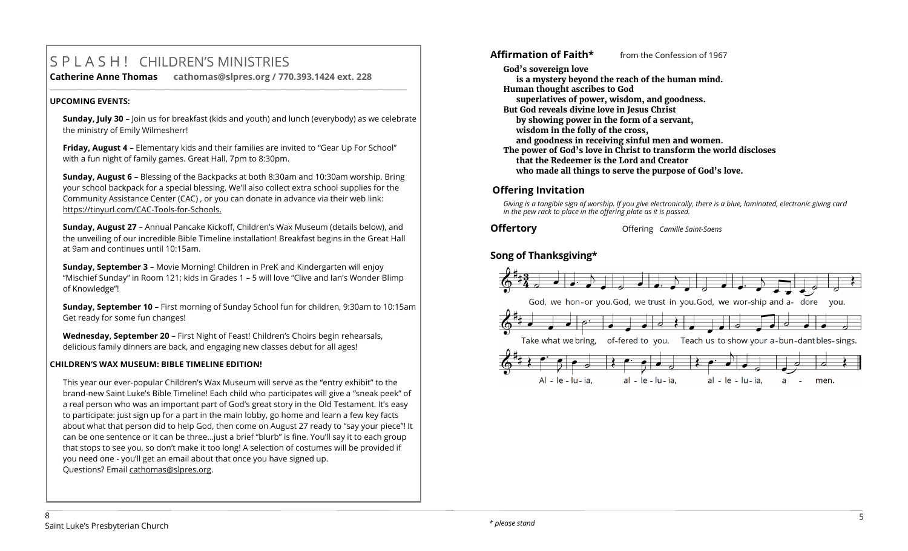# S P L A S H ! CHILDREN'S MINISTRIES

**Catherine Anne Thomas cathomas@slpres.org / 770.393.1424 ext. 228**

**UPCOMING EVENTS:**

**Sunday, July 30** – Join us for breakfast (kids and youth) and lunch (everybody) as we celebrate the ministry of Emily Wilmesherr!

**Friday, August 4** – Elementary kids and their families are invited to "Gear Up For School" with a fun night of family games. Great Hall, 7pm to 8:30pm.

**Sunday, August 6** – Blessing of the Backpacks at both 8:30am and 10:30am worship. Bring your school backpack for a special blessing. We'll also collect extra school supplies for the Community Assistance Center (CAC) , or you can donate in advance via their web link: https://tinyurl.com/CAC-Tools-for-Schools.

**Sunday, August 27** – Annual Pancake Kickoff, Children's Wax Museum (details below), and the unveiling of our incredible Bible Timeline installation! Breakfast begins in the Great Hall at 9am and continues until 10:15am.

**Sunday, September 3** – Movie Morning! Children in PreK and Kindergarten will enjoy "Mischief Sunday" in Room 121; kids in Grades 1 – 5 will love "Clive and Ian's Wonder Blimp of Knowledge"!

**Sunday, September 10** – First morning of Sunday School fun for children, 9:30am to 10:15am Get ready for some fun changes!

**Wednesday, September 20** – First Night of Feast! Children's Choirs begin rehearsals, delicious family dinners are back, and engaging new classes debut for all ages!

**CHILDREN'S WAX MUSEUM: BIBLE TIMELINE EDITION!**

This year our ever-popular Children's Wax Museum will serve as the "entry exhibit" to the brand-new Saint Luke's Bible Timeline! Each child who participates will give a "sneak peek" of a real person who was an important part of God's great story in the Old Testament. It's easy to participate: just sign up for a part in the main lobby, go home and learn a few key facts about what that person did to help God, then come on August 27 ready to "say your piece"! It can be one sentence or it can be three…just a brief "blurb" is fine. You'll say it to each group that stops to see you, so don't make it too long! A selection of costumes will be provided if you need one - you'll get an email about that once you have signed up.
Questions? Email cathomas@slpres.org.

## Affirmation of Faith* from the Confession of 1967

**God's sovereign love**
**is a mystery beyond the reach of the human mind.**
**Human thought ascribes to God**
**superlatives of power, wisdom, and goodness.**
**But God reveals divine love in Jesus Christ**
**by showing power in the form of a servant,**
**wisdom in the folly of the cross,**
**and goodness in receiving sinful men and women.**
**The power of God's love in Christ to transform the world discloses**
**that the Redeemer is the Lord and Creator**
**who made all things to serve the purpose of God's love.**

## Offering Invitation

*Giving is a tangible sign of worship. If you give electronically, there is a blue, laminated, electronic giving card in the pew rack to place in the offering plate as it is passed.*

## Offertory

Offering *Camille Saint-Saens*

## Song of Thanksgiving*

God, we hon-or you. God, we trust in you. God, we wor-ship and a- dore you.
Take what we bring, of-fered to you. Teach us to show your a-bun-dant bles-sings.
Al - le - lu - ia, al - le - lu - ia, al - le - lu - ia, a - men.

*\* please stand*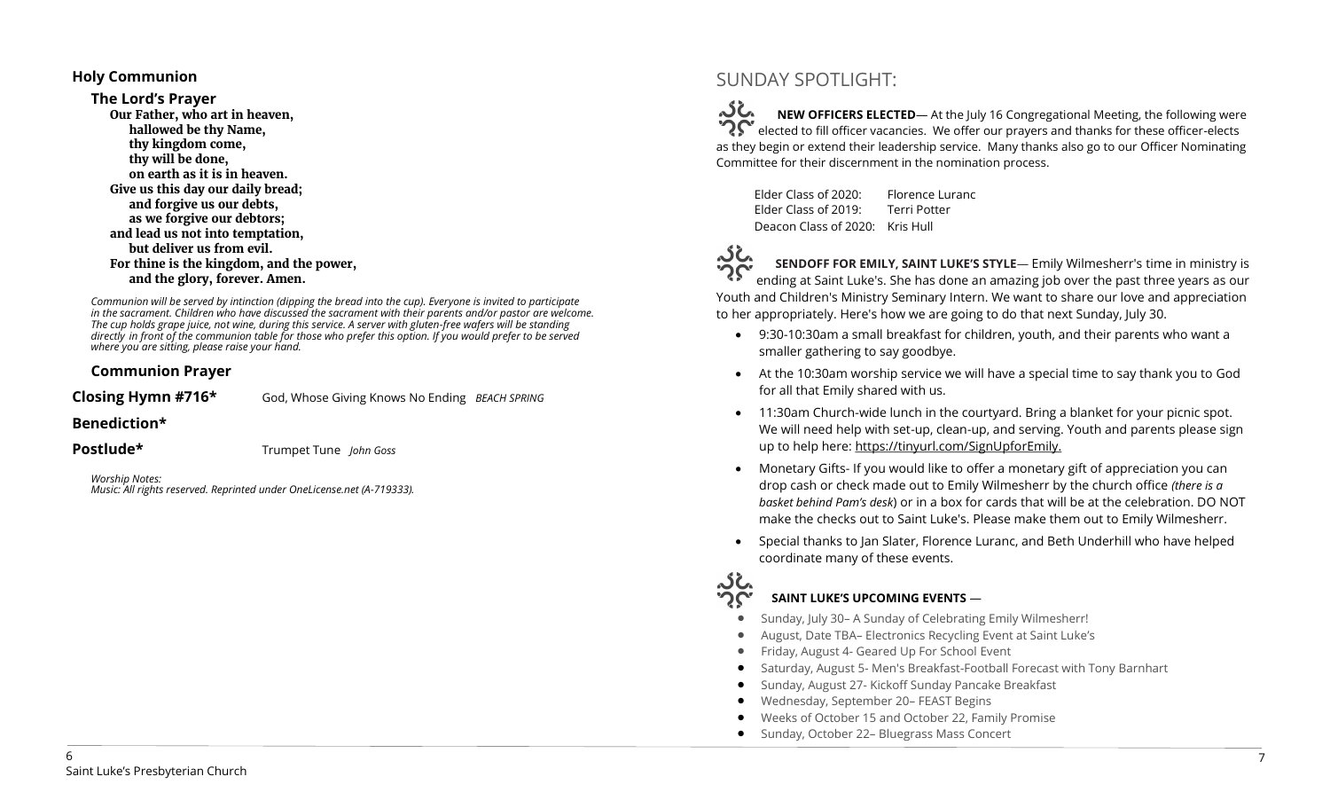## Holy Communion

### The Lord's Prayer

**Our Father, who art in heaven,**
**hallowed be thy Name,**
**thy kingdom come,**
**thy will be done,**
**on earth as it is in heaven.**
**Give us this day our daily bread;**
**and forgive us our debts,**
**as we forgive our debtors;**
**and lead us not into temptation,**
**but deliver us from evil.**
**For thine is the kingdom, and the power,**
**and the glory, forever. Amen.**

*Communion will be served by intinction (dipping the bread into the cup). Everyone is invited to participate in the sacrament. Children who have discussed the sacrament with their parents and/or pastor are welcome. The cup holds grape juice, not wine, during this service. A server with gluten-free wafers will be standing directly in front of the communion table for those who prefer this option. If you would prefer to be served where you are sitting, please raise your hand.*

### Communion Prayer

**Closing Hymn #716*** God, Whose Giving Knows No Ending *BEACH SPRING*

**Benediction***

**Postlude*** Trumpet Tune *John Goss*

*Worship Notes:*
*Music: All rights reserved. Reprinted under OneLicense.net (A-719333).*

# SUNDAY SPOTLIGHT:

**NEW OFFICERS ELECTED**— At the July 16 Congregational Meeting, the following were elected to fill officer vacancies. We offer our prayers and thanks for these officer-elects as they begin or extend their leadership service. Many thanks also go to our Officer Nominating Committee for their discernment in the nomination process.

| | |
|---|---|
| Elder Class of 2020: | Florence Luranc |
| Elder Class of 2019: | Terri Potter |
| Deacon Class of 2020: | Kris Hull |

**SENDOFF FOR EMILY, SAINT LUKE'S STYLE**— Emily Wilmesherr's time in ministry is ending at Saint Luke's. She has done an amazing job over the past three years as our Youth and Children's Ministry Seminary Intern. We want to share our love and appreciation to her appropriately. Here's how we are going to do that next Sunday, July 30.

- 9:30-10:30am a small breakfast for children, youth, and their parents who want a smaller gathering to say goodbye.
- At the 10:30am worship service we will have a special time to say thank you to God for all that Emily shared with us.
- 11:30am Church-wide lunch in the courtyard. Bring a blanket for your picnic spot. We will need help with set-up, clean-up, and serving. Youth and parents please sign up to help here: https://tinyurl.com/SignUpforEmily.
- Monetary Gifts- If you would like to offer a monetary gift of appreciation you can drop cash or check made out to Emily Wilmesherr by the church office *(there is a basket behind Pam's desk*) or in a box for cards that will be at the celebration. DO NOT make the checks out to Saint Luke's. Please make them out to Emily Wilmesherr.
- Special thanks to Jan Slater, Florence Luranc, and Beth Underhill who have helped coordinate many of these events.

**SAINT LUKE'S UPCOMING EVENTS** —

- Sunday, July 30– A Sunday of Celebrating Emily Wilmesherr!
- August, Date TBA– Electronics Recycling Event at Saint Luke's
- Friday, August 4- Geared Up For School Event
- Saturday, August 5- Men's Breakfast-Football Forecast with Tony Barnhart
- Sunday, August 27- Kickoff Sunday Pancake Breakfast
- Wednesday, September 20– FEAST Begins
- Weeks of October 15 and October 22, Family Promise
- Sunday, October 22– Bluegrass Mass Concert